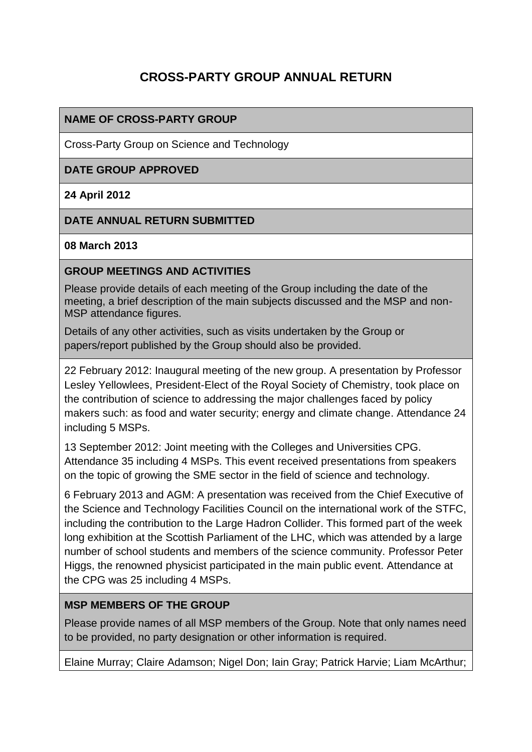# CROSS-PARTY GROUP ANNUAL RETURN

**NAME OF CROSS-PARTY GROUP**

Cross-Party Group on Science and Technology

**DATE GROUP APPROVED**

**24 April 2012**

**DATE ANNUAL RETURN SUBMITTED**

**08 March 2013**

**GROUP MEETINGS AND ACTIVITIES**

Please provide details of each meeting of the Group including the date of the meeting, a brief description of the main subjects discussed and the MSP and non-MSP attendance figures.

Details of any other activities, such as visits undertaken by the Group or papers/report published by the Group should also be provided.

22 February 2012: Inaugural meeting of the new group. A presentation by Professor Lesley Yellowlees, President-Elect of the Royal Society of Chemistry, took place on the contribution of science to addressing the major challenges faced by policy makers such: as food and water security; energy and climate change. Attendance 24 including 5 MSPs.

13 September 2012: Joint meeting with the Colleges and Universities CPG. Attendance 35 including 4 MSPs. This event received presentations from speakers on the topic of growing the SME sector in the field of science and technology.

6 February 2013 and AGM: A presentation was received from the Chief Executive of the Science and Technology Facilities Council on the international work of the STFC, including the contribution to the Large Hadron Collider. This formed part of the week long exhibition at the Scottish Parliament of the LHC, which was attended by a large number of school students and members of the science community. Professor Peter Higgs, the renowned physicist participated in the main public event. Attendance at the CPG was 25 including 4 MSPs.

**MSP MEMBERS OF THE GROUP**

Please provide names of all MSP members of the Group. Note that only names need to be provided, no party designation or other information is required.

Elaine Murray; Claire Adamson; Nigel Don; Iain Gray; Patrick Harvie; Liam McArthur;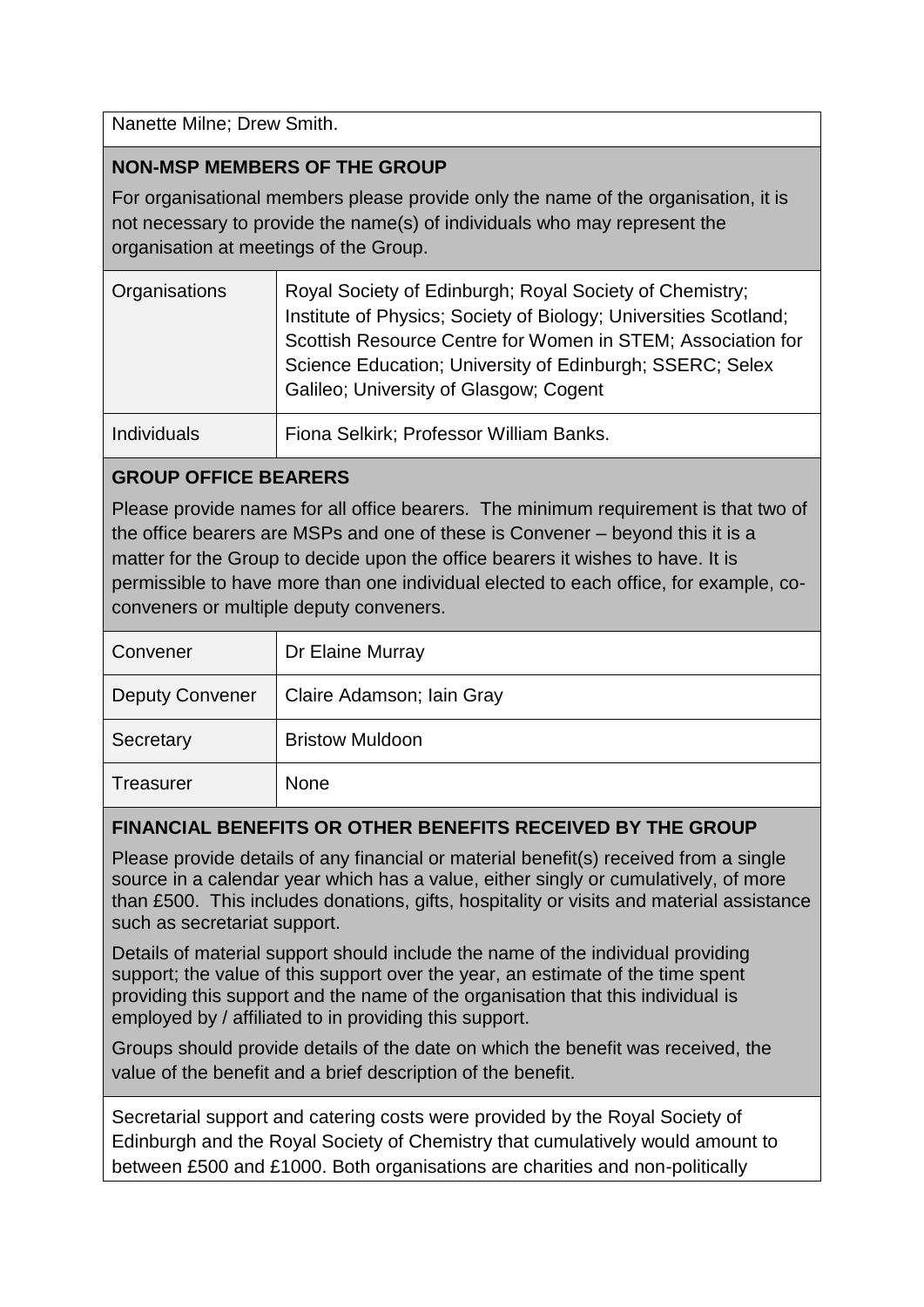Nanette Milne; Drew Smith.

**NON-MSP MEMBERS OF THE GROUP**

For organisational members please provide only the name of the organisation, it is not necessary to provide the name(s) of individuals who may represent the organisation at meetings of the Group.

| | |
|---|---|
| Organisations | Royal Society of Edinburgh; Royal Society of Chemistry; Institute of Physics; Society of Biology; Universities Scotland; Scottish Resource Centre for Women in STEM; Association for Science Education; University of Edinburgh; SSERC; Selex Galileo; University of Glasgow; Cogent |
| Individuals | Fiona Selkirk; Professor William Banks. |

**GROUP OFFICE BEARERS**

Please provide names for all office bearers. The minimum requirement is that two of the office bearers are MSPs and one of these is Convener – beyond this it is a matter for the Group to decide upon the office bearers it wishes to have. It is permissible to have more than one individual elected to each office, for example, co-conveners or multiple deputy conveners.

| | |
|---|---|
| Convener | Dr Elaine Murray |
| Deputy Convener | Claire Adamson; Iain Gray |
| Secretary | Bristow Muldoon |
| Treasurer | None |

**FINANCIAL BENEFITS OR OTHER BENEFITS RECEIVED BY THE GROUP**

Please provide details of any financial or material benefit(s) received from a single source in a calendar year which has a value, either singly or cumulatively, of more than £500. This includes donations, gifts, hospitality or visits and material assistance such as secretariat support.

Details of material support should include the name of the individual providing support; the value of this support over the year, an estimate of the time spent providing this support and the name of the organisation that this individual is employed by / affiliated to in providing this support.

Groups should provide details of the date on which the benefit was received, the value of the benefit and a brief description of the benefit.

Secretarial support and catering costs were provided by the Royal Society of Edinburgh and the Royal Society of Chemistry that cumulatively would amount to between £500 and £1000. Both organisations are charities and non-politically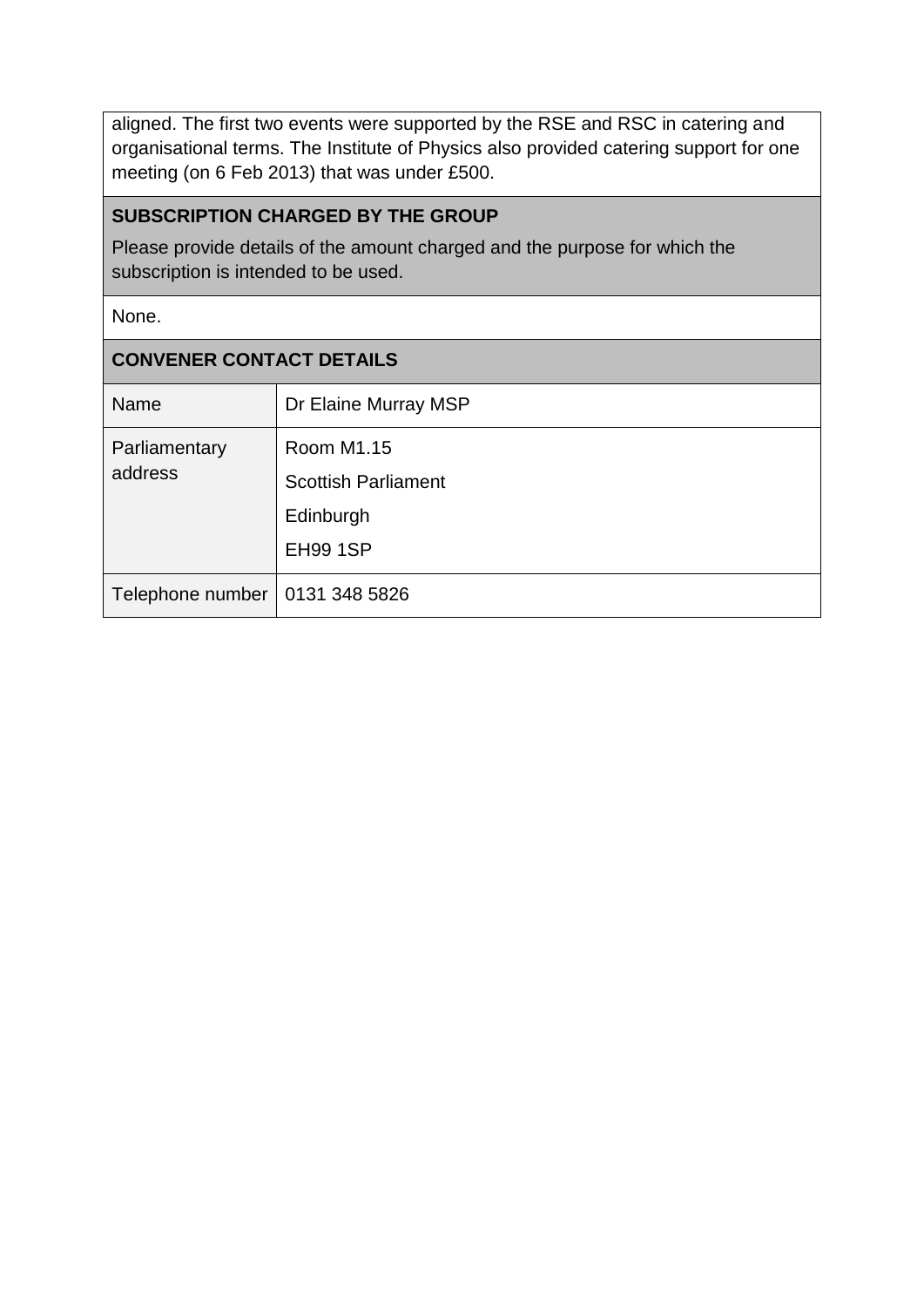aligned. The first two events were supported by the RSE and RSC in catering and organisational terms. The Institute of Physics also provided catering support for one meeting (on 6 Feb 2013) that was under £500.

**SUBSCRIPTION CHARGED BY THE GROUP**

Please provide details of the amount charged and the purpose for which the subscription is intended to be used.

None.

**CONVENER CONTACT DETAILS**

| | |
|---|---|
| Name | Dr Elaine Murray MSP |
| Parliamentary address | Room M1.15<br>Scottish Parliament<br>Edinburgh<br>EH99 1SP |
| Telephone number | 0131 348 5826 |